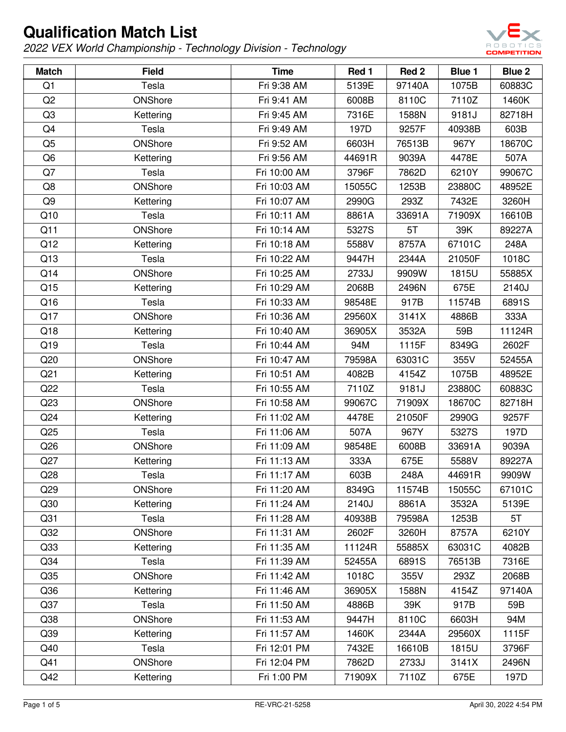# Qualification Match List

*2022 VEX World Championship - Technology Division - Technology*

| Match | Field | Time | Red 1 | Red 2 | Blue 1 | Blue 2 |
|---|---|---|---|---|---|---|
| Q1 | Tesla | Fri 9:38 AM | 5139E | 97140A | 1075B | 60883C |
| Q2 | ONShore | Fri 9:41 AM | 6008B | 8110C | 7110Z | 1460K |
| Q3 | Kettering | Fri 9:45 AM | 7316E | 1588N | 9181J | 82718H |
| Q4 | Tesla | Fri 9:49 AM | 197D | 9257F | 40938B | 603B |
| Q5 | ONShore | Fri 9:52 AM | 6603H | 76513B | 967Y | 18670C |
| Q6 | Kettering | Fri 9:56 AM | 44691R | 9039A | 4478E | 507A |
| Q7 | Tesla | Fri 10:00 AM | 3796F | 7862D | 6210Y | 99067C |
| Q8 | ONShore | Fri 10:03 AM | 15055C | 1253B | 23880C | 48952E |
| Q9 | Kettering | Fri 10:07 AM | 2990G | 293Z | 7432E | 3260H |
| Q10 | Tesla | Fri 10:11 AM | 8861A | 33691A | 71909X | 16610B |
| Q11 | ONShore | Fri 10:14 AM | 5327S | 5T | 39K | 89227A |
| Q12 | Kettering | Fri 10:18 AM | 5588V | 8757A | 67101C | 248A |
| Q13 | Tesla | Fri 10:22 AM | 9447H | 2344A | 21050F | 1018C |
| Q14 | ONShore | Fri 10:25 AM | 2733J | 9909W | 1815U | 55885X |
| Q15 | Kettering | Fri 10:29 AM | 2068B | 2496N | 675E | 2140J |
| Q16 | Tesla | Fri 10:33 AM | 98548E | 917B | 11574B | 6891S |
| Q17 | ONShore | Fri 10:36 AM | 29560X | 3141X | 4886B | 333A |
| Q18 | Kettering | Fri 10:40 AM | 36905X | 3532A | 59B | 11124R |
| Q19 | Tesla | Fri 10:44 AM | 94M | 1115F | 8349G | 2602F |
| Q20 | ONShore | Fri 10:47 AM | 79598A | 63031C | 355V | 52455A |
| Q21 | Kettering | Fri 10:51 AM | 4082B | 4154Z | 1075B | 48952E |
| Q22 | Tesla | Fri 10:55 AM | 7110Z | 9181J | 23880C | 60883C |
| Q23 | ONShore | Fri 10:58 AM | 99067C | 71909X | 18670C | 82718H |
| Q24 | Kettering | Fri 11:02 AM | 4478E | 21050F | 2990G | 9257F |
| Q25 | Tesla | Fri 11:06 AM | 507A | 967Y | 5327S | 197D |
| Q26 | ONShore | Fri 11:09 AM | 98548E | 6008B | 33691A | 9039A |
| Q27 | Kettering | Fri 11:13 AM | 333A | 675E | 5588V | 89227A |
| Q28 | Tesla | Fri 11:17 AM | 603B | 248A | 44691R | 9909W |
| Q29 | ONShore | Fri 11:20 AM | 8349G | 11574B | 15055C | 67101C |
| Q30 | Kettering | Fri 11:24 AM | 2140J | 8861A | 3532A | 5139E |
| Q31 | Tesla | Fri 11:28 AM | 40938B | 79598A | 1253B | 5T |
| Q32 | ONShore | Fri 11:31 AM | 2602F | 3260H | 8757A | 6210Y |
| Q33 | Kettering | Fri 11:35 AM | 11124R | 55885X | 63031C | 4082B |
| Q34 | Tesla | Fri 11:39 AM | 52455A | 6891S | 76513B | 7316E |
| Q35 | ONShore | Fri 11:42 AM | 1018C | 355V | 293Z | 2068B |
| Q36 | Kettering | Fri 11:46 AM | 36905X | 1588N | 4154Z | 97140A |
| Q37 | Tesla | Fri 11:50 AM | 4886B | 39K | 917B | 59B |
| Q38 | ONShore | Fri 11:53 AM | 9447H | 8110C | 6603H | 94M |
| Q39 | Kettering | Fri 11:57 AM | 1460K | 2344A | 29560X | 1115F |
| Q40 | Tesla | Fri 12:01 PM | 7432E | 16610B | 1815U | 3796F |
| Q41 | ONShore | Fri 12:04 PM | 7862D | 2733J | 3141X | 2496N |
| Q42 | Kettering | Fri 1:00 PM | 71909X | 7110Z | 675E | 197D |

RE-VRC-21-5258 April 30, 2022 4:54 PM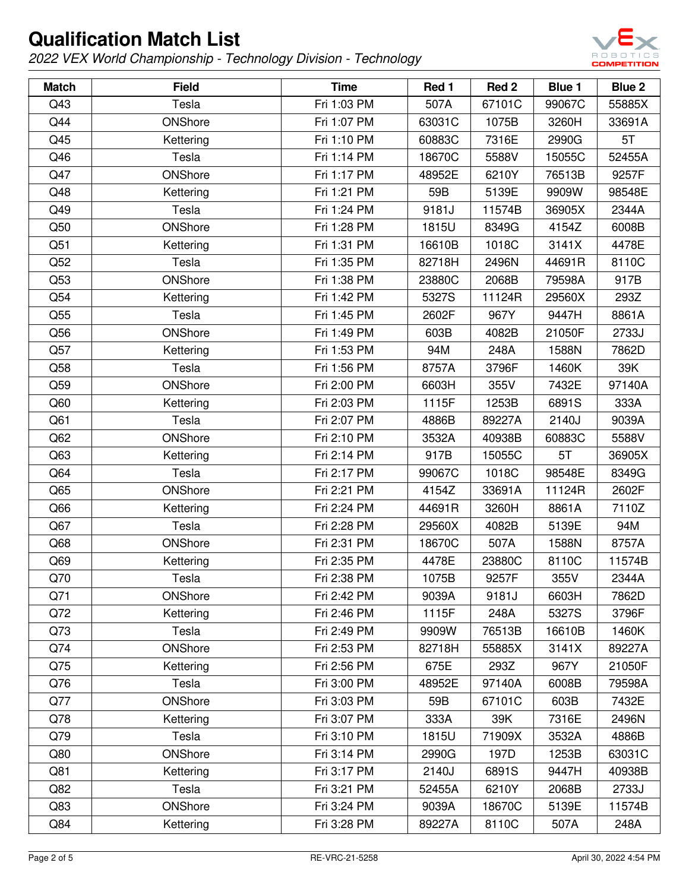# Qualification Match List

*2022 VEX World Championship - Technology Division - Technology*

| Match | Field | Time | Red 1 | Red 2 | Blue 1 | Blue 2 |
|---|---|---|---|---|---|---|
| Q43 | Tesla | Fri 1:03 PM | 507A | 67101C | 99067C | 55885X |
| Q44 | ONShore | Fri 1:07 PM | 63031C | 1075B | 3260H | 33691A |
| Q45 | Kettering | Fri 1:10 PM | 60883C | 7316E | 2990G | 5T |
| Q46 | Tesla | Fri 1:14 PM | 18670C | 5588V | 15055C | 52455A |
| Q47 | ONShore | Fri 1:17 PM | 48952E | 6210Y | 76513B | 9257F |
| Q48 | Kettering | Fri 1:21 PM | 59B | 5139E | 9909W | 98548E |
| Q49 | Tesla | Fri 1:24 PM | 9181J | 11574B | 36905X | 2344A |
| Q50 | ONShore | Fri 1:28 PM | 1815U | 8349G | 4154Z | 6008B |
| Q51 | Kettering | Fri 1:31 PM | 16610B | 1018C | 3141X | 4478E |
| Q52 | Tesla | Fri 1:35 PM | 82718H | 2496N | 44691R | 8110C |
| Q53 | ONShore | Fri 1:38 PM | 23880C | 2068B | 79598A | 917B |
| Q54 | Kettering | Fri 1:42 PM | 5327S | 11124R | 29560X | 293Z |
| Q55 | Tesla | Fri 1:45 PM | 2602F | 967Y | 9447H | 8861A |
| Q56 | ONShore | Fri 1:49 PM | 603B | 4082B | 21050F | 2733J |
| Q57 | Kettering | Fri 1:53 PM | 94M | 248A | 1588N | 7862D |
| Q58 | Tesla | Fri 1:56 PM | 8757A | 3796F | 1460K | 39K |
| Q59 | ONShore | Fri 2:00 PM | 6603H | 355V | 7432E | 97140A |
| Q60 | Kettering | Fri 2:03 PM | 1115F | 1253B | 6891S | 333A |
| Q61 | Tesla | Fri 2:07 PM | 4886B | 89227A | 2140J | 9039A |
| Q62 | ONShore | Fri 2:10 PM | 3532A | 40938B | 60883C | 5588V |
| Q63 | Kettering | Fri 2:14 PM | 917B | 15055C | 5T | 36905X |
| Q64 | Tesla | Fri 2:17 PM | 99067C | 1018C | 98548E | 8349G |
| Q65 | ONShore | Fri 2:21 PM | 4154Z | 33691A | 11124R | 2602F |
| Q66 | Kettering | Fri 2:24 PM | 44691R | 3260H | 8861A | 7110Z |
| Q67 | Tesla | Fri 2:28 PM | 29560X | 4082B | 5139E | 94M |
| Q68 | ONShore | Fri 2:31 PM | 18670C | 507A | 1588N | 8757A |
| Q69 | Kettering | Fri 2:35 PM | 4478E | 23880C | 8110C | 11574B |
| Q70 | Tesla | Fri 2:38 PM | 1075B | 9257F | 355V | 2344A |
| Q71 | ONShore | Fri 2:42 PM | 9039A | 9181J | 6603H | 7862D |
| Q72 | Kettering | Fri 2:46 PM | 1115F | 248A | 5327S | 3796F |
| Q73 | Tesla | Fri 2:49 PM | 9909W | 76513B | 16610B | 1460K |
| Q74 | ONShore | Fri 2:53 PM | 82718H | 55885X | 3141X | 89227A |
| Q75 | Kettering | Fri 2:56 PM | 675E | 293Z | 967Y | 21050F |
| Q76 | Tesla | Fri 3:00 PM | 48952E | 97140A | 6008B | 79598A |
| Q77 | ONShore | Fri 3:03 PM | 59B | 67101C | 603B | 7432E |
| Q78 | Kettering | Fri 3:07 PM | 333A | 39K | 7316E | 2496N |
| Q79 | Tesla | Fri 3:10 PM | 1815U | 71909X | 3532A | 4886B |
| Q80 | ONShore | Fri 3:14 PM | 2990G | 197D | 1253B | 63031C |
| Q81 | Kettering | Fri 3:17 PM | 2140J | 6891S | 9447H | 40938B |
| Q82 | Tesla | Fri 3:21 PM | 52455A | 6210Y | 2068B | 2733J |
| Q83 | ONShore | Fri 3:24 PM | 9039A | 18670C | 5139E | 11574B |
| Q84 | Kettering | Fri 3:28 PM | 89227A | 8110C | 507A | 248A |

RE-VRC-21-5258

April 30, 2022 4:54 PM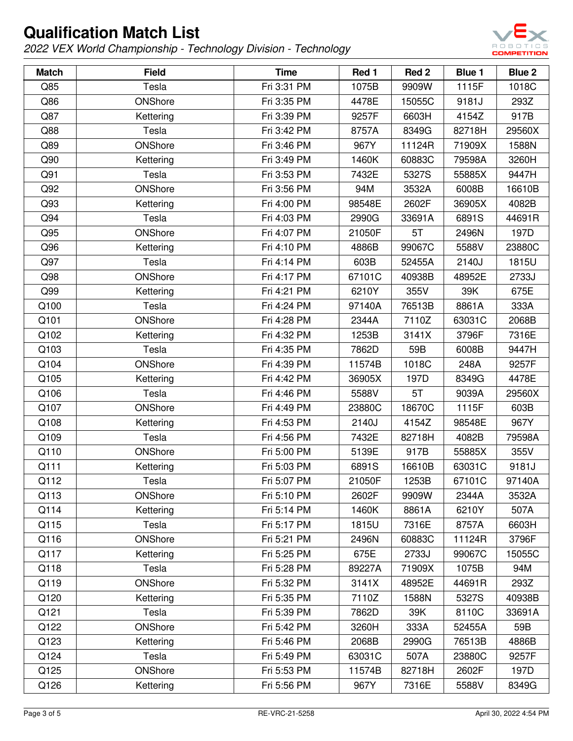# Qualification Match List

*2022 VEX World Championship - Technology Division - Technology*

| Match | Field | Time | Red 1 | Red 2 | Blue 1 | Blue 2 |
|---|---|---|---|---|---|---|
| Q85 | Tesla | Fri 3:31 PM | 1075B | 9909W | 1115F | 1018C |
| Q86 | ONShore | Fri 3:35 PM | 4478E | 15055C | 9181J | 293Z |
| Q87 | Kettering | Fri 3:39 PM | 9257F | 6603H | 4154Z | 917B |
| Q88 | Tesla | Fri 3:42 PM | 8757A | 8349G | 82718H | 29560X |
| Q89 | ONShore | Fri 3:46 PM | 967Y | 11124R | 71909X | 1588N |
| Q90 | Kettering | Fri 3:49 PM | 1460K | 60883C | 79598A | 3260H |
| Q91 | Tesla | Fri 3:53 PM | 7432E | 5327S | 55885X | 9447H |
| Q92 | ONShore | Fri 3:56 PM | 94M | 3532A | 6008B | 16610B |
| Q93 | Kettering | Fri 4:00 PM | 98548E | 2602F | 36905X | 4082B |
| Q94 | Tesla | Fri 4:03 PM | 2990G | 33691A | 6891S | 44691R |
| Q95 | ONShore | Fri 4:07 PM | 21050F | 5T | 2496N | 197D |
| Q96 | Kettering | Fri 4:10 PM | 4886B | 99067C | 5588V | 23880C |
| Q97 | Tesla | Fri 4:14 PM | 603B | 52455A | 2140J | 1815U |
| Q98 | ONShore | Fri 4:17 PM | 67101C | 40938B | 48952E | 2733J |
| Q99 | Kettering | Fri 4:21 PM | 6210Y | 355V | 39K | 675E |
| Q100 | Tesla | Fri 4:24 PM | 97140A | 76513B | 8861A | 333A |
| Q101 | ONShore | Fri 4:28 PM | 2344A | 7110Z | 63031C | 2068B |
| Q102 | Kettering | Fri 4:32 PM | 1253B | 3141X | 3796F | 7316E |
| Q103 | Tesla | Fri 4:35 PM | 7862D | 59B | 6008B | 9447H |
| Q104 | ONShore | Fri 4:39 PM | 11574B | 1018C | 248A | 9257F |
| Q105 | Kettering | Fri 4:42 PM | 36905X | 197D | 8349G | 4478E |
| Q106 | Tesla | Fri 4:46 PM | 5588V | 5T | 9039A | 29560X |
| Q107 | ONShore | Fri 4:49 PM | 23880C | 18670C | 1115F | 603B |
| Q108 | Kettering | Fri 4:53 PM | 2140J | 4154Z | 98548E | 967Y |
| Q109 | Tesla | Fri 4:56 PM | 7432E | 82718H | 4082B | 79598A |
| Q110 | ONShore | Fri 5:00 PM | 5139E | 917B | 55885X | 355V |
| Q111 | Kettering | Fri 5:03 PM | 6891S | 16610B | 63031C | 9181J |
| Q112 | Tesla | Fri 5:07 PM | 21050F | 1253B | 67101C | 97140A |
| Q113 | ONShore | Fri 5:10 PM | 2602F | 9909W | 2344A | 3532A |
| Q114 | Kettering | Fri 5:14 PM | 1460K | 8861A | 6210Y | 507A |
| Q115 | Tesla | Fri 5:17 PM | 1815U | 7316E | 8757A | 6603H |
| Q116 | ONShore | Fri 5:21 PM | 2496N | 60883C | 11124R | 3796F |
| Q117 | Kettering | Fri 5:25 PM | 675E | 2733J | 99067C | 15055C |
| Q118 | Tesla | Fri 5:28 PM | 89227A | 71909X | 1075B | 94M |
| Q119 | ONShore | Fri 5:32 PM | 3141X | 48952E | 44691R | 293Z |
| Q120 | Kettering | Fri 5:35 PM | 7110Z | 1588N | 5327S | 40938B |
| Q121 | Tesla | Fri 5:39 PM | 7862D | 39K | 8110C | 33691A |
| Q122 | ONShore | Fri 5:42 PM | 3260H | 333A | 52455A | 59B |
| Q123 | Kettering | Fri 5:46 PM | 2068B | 2990G | 76513B | 4886B |
| Q124 | Tesla | Fri 5:49 PM | 63031C | 507A | 23880C | 9257F |
| Q125 | ONShore | Fri 5:53 PM | 11574B | 82718H | 2602F | 197D |
| Q126 | Kettering | Fri 5:56 PM | 967Y | 7316E | 5588V | 8349G |

RE-VRC-21-5258

April 30, 2022 4:54 PM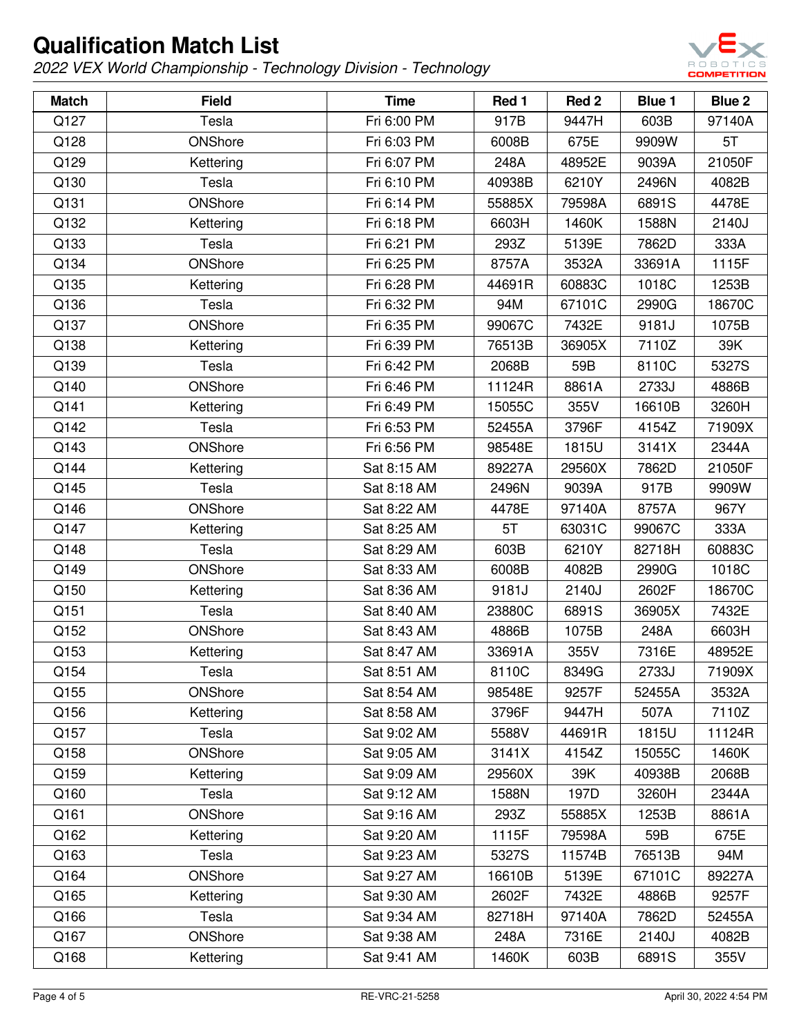# Qualification Match List

*2022 VEX World Championship - Technology Division - Technology*

| Match | Field | Time | Red 1 | Red 2 | Blue 1 | Blue 2 |
|---|---|---|---|---|---|---|
| Q127 | Tesla | Fri 6:00 PM | 917B | 9447H | 603B | 97140A |
| Q128 | ONShore | Fri 6:03 PM | 6008B | 675E | 9909W | 5T |
| Q129 | Kettering | Fri 6:07 PM | 248A | 48952E | 9039A | 21050F |
| Q130 | Tesla | Fri 6:10 PM | 40938B | 6210Y | 2496N | 4082B |
| Q131 | ONShore | Fri 6:14 PM | 55885X | 79598A | 6891S | 4478E |
| Q132 | Kettering | Fri 6:18 PM | 6603H | 1460K | 1588N | 2140J |
| Q133 | Tesla | Fri 6:21 PM | 293Z | 5139E | 7862D | 333A |
| Q134 | ONShore | Fri 6:25 PM | 8757A | 3532A | 33691A | 1115F |
| Q135 | Kettering | Fri 6:28 PM | 44691R | 60883C | 1018C | 1253B |
| Q136 | Tesla | Fri 6:32 PM | 94M | 67101C | 2990G | 18670C |
| Q137 | ONShore | Fri 6:35 PM | 99067C | 7432E | 9181J | 1075B |
| Q138 | Kettering | Fri 6:39 PM | 76513B | 36905X | 7110Z | 39K |
| Q139 | Tesla | Fri 6:42 PM | 2068B | 59B | 8110C | 5327S |
| Q140 | ONShore | Fri 6:46 PM | 11124R | 8861A | 2733J | 4886B |
| Q141 | Kettering | Fri 6:49 PM | 15055C | 355V | 16610B | 3260H |
| Q142 | Tesla | Fri 6:53 PM | 52455A | 3796F | 4154Z | 71909X |
| Q143 | ONShore | Fri 6:56 PM | 98548E | 1815U | 3141X | 2344A |
| Q144 | Kettering | Sat 8:15 AM | 89227A | 29560X | 7862D | 21050F |
| Q145 | Tesla | Sat 8:18 AM | 2496N | 9039A | 917B | 9909W |
| Q146 | ONShore | Sat 8:22 AM | 4478E | 97140A | 8757A | 967Y |
| Q147 | Kettering | Sat 8:25 AM | 5T | 63031C | 99067C | 333A |
| Q148 | Tesla | Sat 8:29 AM | 603B | 6210Y | 82718H | 60883C |
| Q149 | ONShore | Sat 8:33 AM | 6008B | 4082B | 2990G | 1018C |
| Q150 | Kettering | Sat 8:36 AM | 9181J | 2140J | 2602F | 18670C |
| Q151 | Tesla | Sat 8:40 AM | 23880C | 6891S | 36905X | 7432E |
| Q152 | ONShore | Sat 8:43 AM | 4886B | 1075B | 248A | 6603H |
| Q153 | Kettering | Sat 8:47 AM | 33691A | 355V | 7316E | 48952E |
| Q154 | Tesla | Sat 8:51 AM | 8110C | 8349G | 2733J | 71909X |
| Q155 | ONShore | Sat 8:54 AM | 98548E | 9257F | 52455A | 3532A |
| Q156 | Kettering | Sat 8:58 AM | 3796F | 9447H | 507A | 7110Z |
| Q157 | Tesla | Sat 9:02 AM | 5588V | 44691R | 1815U | 11124R |
| Q158 | ONShore | Sat 9:05 AM | 3141X | 4154Z | 15055C | 1460K |
| Q159 | Kettering | Sat 9:09 AM | 29560X | 39K | 40938B | 2068B |
| Q160 | Tesla | Sat 9:12 AM | 1588N | 197D | 3260H | 2344A |
| Q161 | ONShore | Sat 9:16 AM | 293Z | 55885X | 1253B | 8861A |
| Q162 | Kettering | Sat 9:20 AM | 1115F | 79598A | 59B | 675E |
| Q163 | Tesla | Sat 9:23 AM | 5327S | 11574B | 76513B | 94M |
| Q164 | ONShore | Sat 9:27 AM | 16610B | 5139E | 67101C | 89227A |
| Q165 | Kettering | Sat 9:30 AM | 2602F | 7432E | 4886B | 9257F |
| Q166 | Tesla | Sat 9:34 AM | 82718H | 97140A | 7862D | 52455A |
| Q167 | ONShore | Sat 9:38 AM | 248A | 7316E | 2140J | 4082B |
| Q168 | Kettering | Sat 9:41 AM | 1460K | 603B | 6891S | 355V |

RE-VRC-21-5258

April 30, 2022 4:54 PM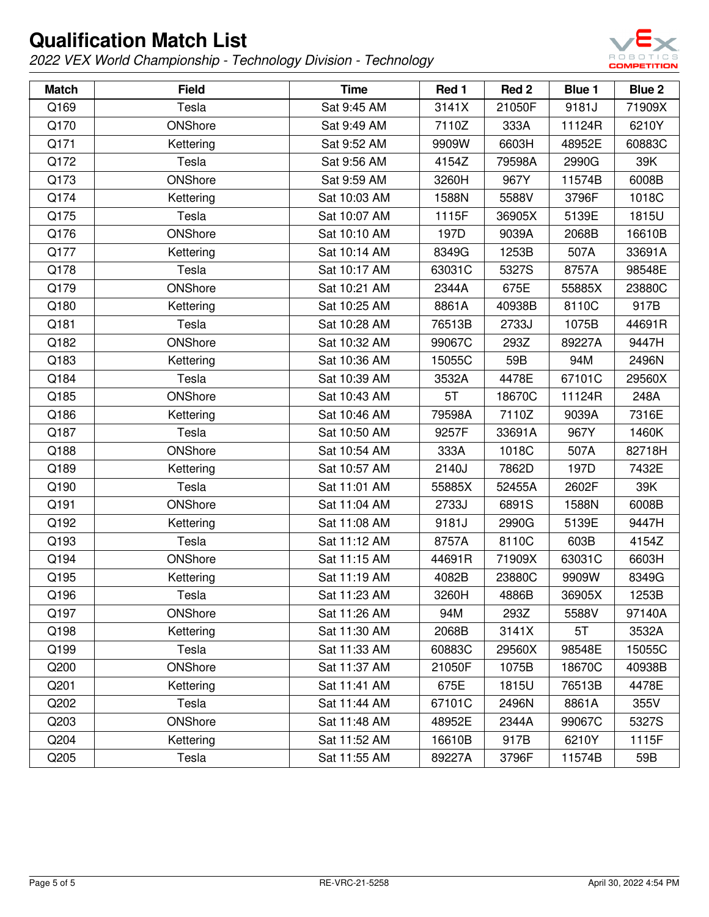# Qualification Match List

*2022 VEX World Championship - Technology Division - Technology*

| Match | Field | Time | Red 1 | Red 2 | Blue 1 | Blue 2 |
|---|---|---|---|---|---|---|
| Q169 | Tesla | Sat 9:45 AM | 3141X | 21050F | 9181J | 71909X |
| Q170 | ONShore | Sat 9:49 AM | 7110Z | 333A | 11124R | 6210Y |
| Q171 | Kettering | Sat 9:52 AM | 9909W | 6603H | 48952E | 60883C |
| Q172 | Tesla | Sat 9:56 AM | 4154Z | 79598A | 2990G | 39K |
| Q173 | ONShore | Sat 9:59 AM | 3260H | 967Y | 11574B | 6008B |
| Q174 | Kettering | Sat 10:03 AM | 1588N | 5588V | 3796F | 1018C |
| Q175 | Tesla | Sat 10:07 AM | 1115F | 36905X | 5139E | 1815U |
| Q176 | ONShore | Sat 10:10 AM | 197D | 9039A | 2068B | 16610B |
| Q177 | Kettering | Sat 10:14 AM | 8349G | 1253B | 507A | 33691A |
| Q178 | Tesla | Sat 10:17 AM | 63031C | 5327S | 8757A | 98548E |
| Q179 | ONShore | Sat 10:21 AM | 2344A | 675E | 55885X | 23880C |
| Q180 | Kettering | Sat 10:25 AM | 8861A | 40938B | 8110C | 917B |
| Q181 | Tesla | Sat 10:28 AM | 76513B | 2733J | 1075B | 44691R |
| Q182 | ONShore | Sat 10:32 AM | 99067C | 293Z | 89227A | 9447H |
| Q183 | Kettering | Sat 10:36 AM | 15055C | 59B | 94M | 2496N |
| Q184 | Tesla | Sat 10:39 AM | 3532A | 4478E | 67101C | 29560X |
| Q185 | ONShore | Sat 10:43 AM | 5T | 18670C | 11124R | 248A |
| Q186 | Kettering | Sat 10:46 AM | 79598A | 7110Z | 9039A | 7316E |
| Q187 | Tesla | Sat 10:50 AM | 9257F | 33691A | 967Y | 1460K |
| Q188 | ONShore | Sat 10:54 AM | 333A | 1018C | 507A | 82718H |
| Q189 | Kettering | Sat 10:57 AM | 2140J | 7862D | 197D | 7432E |
| Q190 | Tesla | Sat 11:01 AM | 55885X | 52455A | 2602F | 39K |
| Q191 | ONShore | Sat 11:04 AM | 2733J | 6891S | 1588N | 6008B |
| Q192 | Kettering | Sat 11:08 AM | 9181J | 2990G | 5139E | 9447H |
| Q193 | Tesla | Sat 11:12 AM | 8757A | 8110C | 603B | 4154Z |
| Q194 | ONShore | Sat 11:15 AM | 44691R | 71909X | 63031C | 6603H |
| Q195 | Kettering | Sat 11:19 AM | 4082B | 23880C | 9909W | 8349G |
| Q196 | Tesla | Sat 11:23 AM | 3260H | 4886B | 36905X | 1253B |
| Q197 | ONShore | Sat 11:26 AM | 94M | 293Z | 5588V | 97140A |
| Q198 | Kettering | Sat 11:30 AM | 2068B | 3141X | 5T | 3532A |
| Q199 | Tesla | Sat 11:33 AM | 60883C | 29560X | 98548E | 15055C |
| Q200 | ONShore | Sat 11:37 AM | 21050F | 1075B | 18670C | 40938B |
| Q201 | Kettering | Sat 11:41 AM | 675E | 1815U | 76513B | 4478E |
| Q202 | Tesla | Sat 11:44 AM | 67101C | 2496N | 8861A | 355V |
| Q203 | ONShore | Sat 11:48 AM | 48952E | 2344A | 99067C | 5327S |
| Q204 | Kettering | Sat 11:52 AM | 16610B | 917B | 6210Y | 1115F |
| Q205 | Tesla | Sat 11:55 AM | 89227A | 3796F | 11574B | 59B |

RE-VRC-21-5258

April 30, 2022 4:54 PM